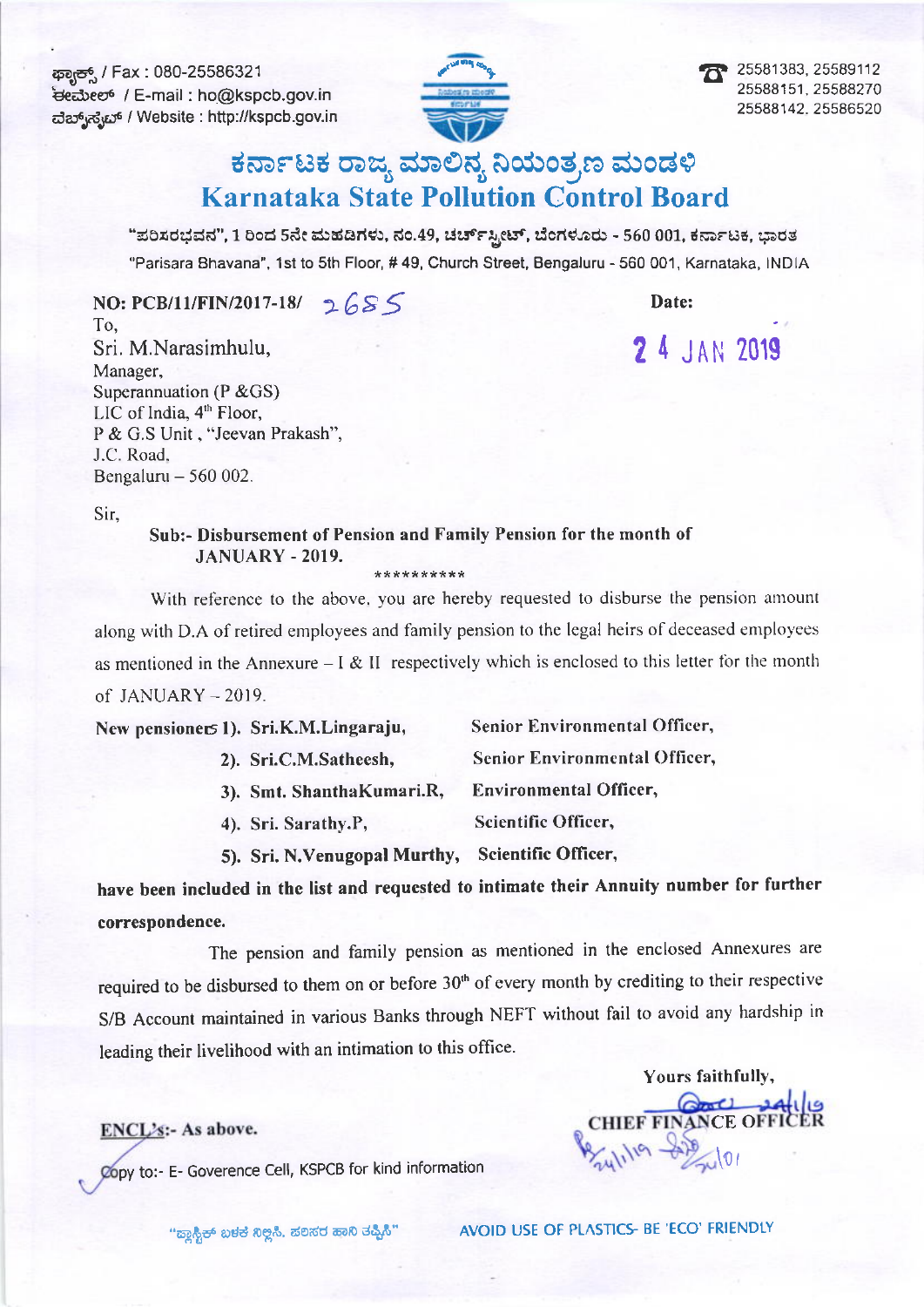ಫ್ಯಾಕ್ಸ್ / Fax : 080-25586321
ಈಮೇಲ್ / E-mail : ho@kspcb.gov.in
ವೆಬ್‌ಸೈಟ್ / Website : http://kspcb.gov.in

25581383, 25589112
25588151, 25588270
25588142, 25586520

# ಕರ್ನಾಟಕ ರಾಜ್ಯ ಮಾಲಿನ್ಯ ನಿಯಂತ್ರಣ ಮಂಡಳಿ
# Karnataka State Pollution Control Board

"ಪರಿಸರಭವನ", 1 ರಿಂದ 5ನೇ ಮಹಡಿಗಳು, ನಂ.49, ಚರ್ಚ್‌ಸ್ಟ್ರೀಟ್, ಬೆಂಗಳೂರು - 560 001, ಕರ್ನಾಟಕ, ಭಾರತ
"Parisara Bhavana", 1st to 5th Floor, # 49, Church Street, Bengaluru - 560 001, Karnataka, INDIA

**NO: PCB/11/FIN/2017-18/** 2685

**Date:** 24 JAN 2019

To,
Sri. M.Narasimhulu,
Manager,
Superannuation (P &GS)
LIC of India, 4th Floor,
P & G.S Unit , "Jeevan Prakash",
J.C. Road,
Bengaluru – 560 002.

Sir,

**Sub:- Disbursement of Pension and Family Pension for the month of JANUARY - 2019.**

**********

With reference to the above, you are hereby requested to disburse the pension amount along with D.A of retired employees and family pension to the legal heirs of deceased employees as mentioned in the Annexure – I & II respectively which is enclosed to this letter for the month of JANUARY – 2019.

**New pensioners 1). Sri.K.M.Lingaraju, Senior Environmental Officer,**
**2). Sri.C.M.Satheesh, Senior Environmental Officer,**
**3). Smt. ShanthaKumari.R, Environmental Officer,**
**4). Sri. Sarathy.P, Scientific Officer,**
**5). Sri. N.Venugopal Murthy, Scientific Officer,**

**have been included in the list and requested to intimate their Annuity number for further correspondence.**

The pension and family pension as mentioned in the enclosed Annexures are required to be disbursed to them on or before 30th of every month by crediting to their respective S/B Account maintained in various Banks through NEFT without fail to avoid any hardship in leading their livelihood with an intimation to this office.

Yours faithfully,

**CHIEF FINANCE OFFICER**

**ENCL's:- As above.**

Copy to:- E- Goverence Cell, KSPCB for kind information

"ಪ್ಲಾಸ್ಟಿಕ್ ಬಳಕೆ ನಿಲ್ಲಿಸಿ, ಪರಿಸರ ಹಾನಿ ತಪ್ಪಿಸಿ" AVOID USE OF PLASTICS- BE 'ECO' FRIENDLY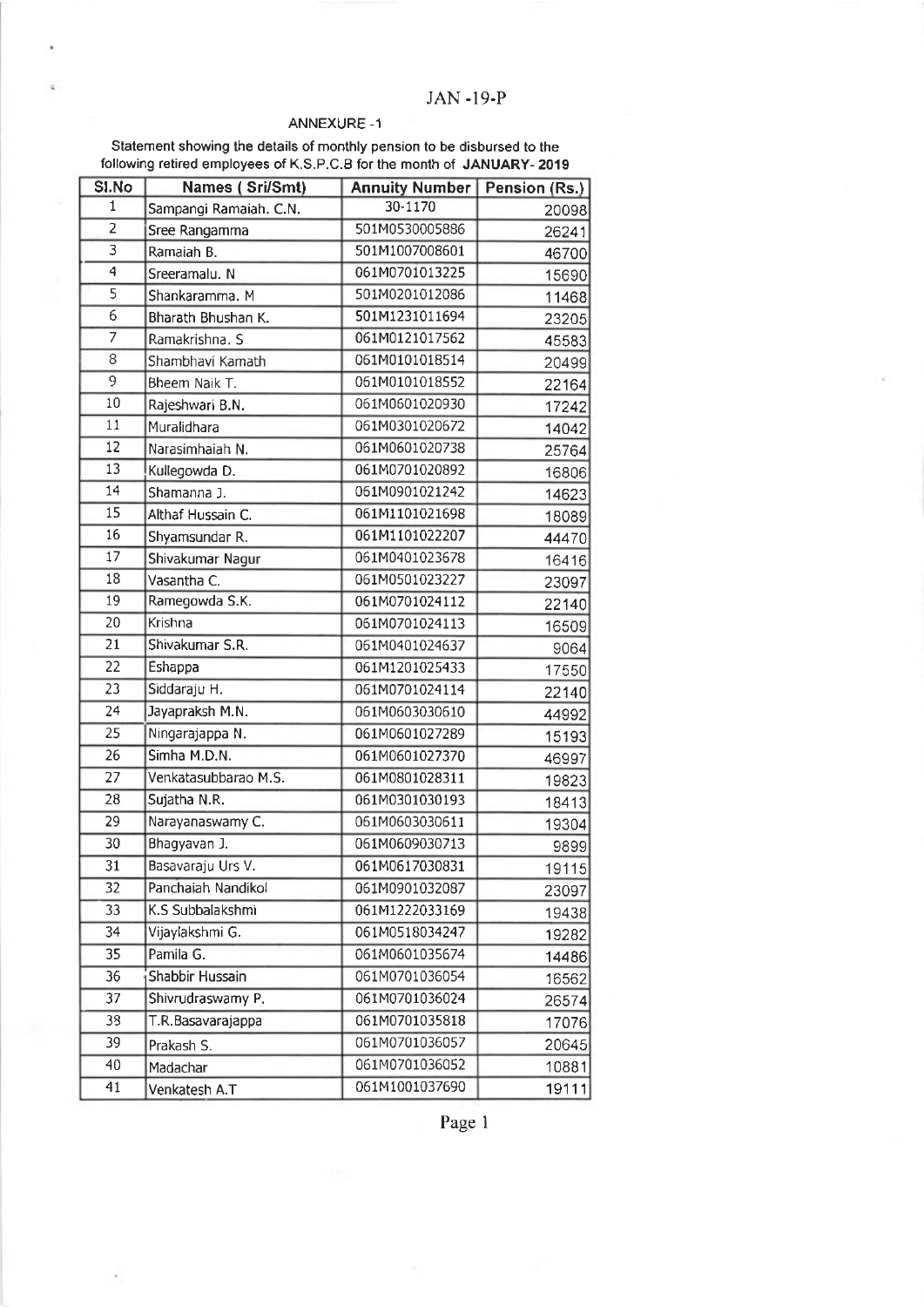JAN -19-P

ANNEXURE -1

Statement showing the details of monthly pension to be disbursed to the following retired employees of K.S.P.C.B for the month of **JANUARY- 2019**

| Sl.No | Names ( Sri/Smt) | Annuity Number | Pension (Rs.) |
|---|---|---|---|
| 1 | Sampangi Ramaiah. C.N. | 30-1170 | 20098 |
| 2 | Sree Rangamma | 501M0530005886 | 26241 |
| 3 | Ramaiah B. | 501M1007008601 | 46700 |
| 4 | Sreeramalu. N | 061M0701013225 | 15690 |
| 5 | Shankaramma. M | 501M0201012086 | 11468 |
| 6 | Bharath Bhushan K. | 501M1231011694 | 23205 |
| 7 | Ramakrishna. S | 061M0121017562 | 45583 |
| 8 | Shambhavi Kamath | 061M0101018514 | 20499 |
| 9 | Bheem Naik T. | 061M0101018552 | 22164 |
| 10 | Rajeshwari B.N. | 061M0601020930 | 17242 |
| 11 | Muralidhara | 061M0301020672 | 14042 |
| 12 | Narasimhaiah N. | 061M0601020738 | 25764 |
| 13 | Kullegowda D. | 061M0701020892 | 16806 |
| 14 | Shamanna J. | 061M0901021242 | 14623 |
| 15 | Althaf Hussain C. | 061M1101021698 | 18089 |
| 16 | Shyamsundar R. | 061M1101022207 | 44470 |
| 17 | Shivakumar Nagur | 061M0401023678 | 16416 |
| 18 | Vasantha C. | 061M0501023227 | 23097 |
| 19 | Ramegowda S.K. | 061M0701024112 | 22140 |
| 20 | Krishna | 061M0701024113 | 16509 |
| 21 | Shivakumar S.R. | 061M0401024637 | 9064 |
| 22 | Eshappa | 061M1201025433 | 17550 |
| 23 | Siddaraju H. | 061M0701024114 | 22140 |
| 24 | Jayapraksh M.N. | 061M0603030610 | 44992 |
| 25 | Ningarajappa N. | 061M0601027289 | 15193 |
| 26 | Simha M.D.N. | 061M0601027370 | 46997 |
| 27 | Venkatasubbarao M.S. | 061M0801028311 | 19823 |
| 28 | Sujatha N.R. | 061M0301030193 | 18413 |
| 29 | Narayanaswamy C. | 061M0603030611 | 19304 |
| 30 | Bhagyavan J. | 061M0609030713 | 9899 |
| 31 | Basavaraju Urs V. | 061M0617030831 | 19115 |
| 32 | Panchaiah Nandikol | 061M0901032087 | 23097 |
| 33 | K.S Subbalakshmi | 061M1222033169 | 19438 |
| 34 | Vijaylakshmi G. | 061M0518034247 | 19282 |
| 35 | Pamila G. | 061M0601035674 | 14486 |
| 36 | Shabbir Hussain | 061M0701036054 | 16562 |
| 37 | Shivrudraswamy P. | 061M0701036024 | 26574 |
| 38 | T.R.Basavarajappa | 061M0701035818 | 17076 |
| 39 | Prakash S. | 061M0701036057 | 20645 |
| 40 | Madachar | 061M0701036052 | 10881 |
| 41 | Venkatesh A.T | 061M1001037690 | 19111 |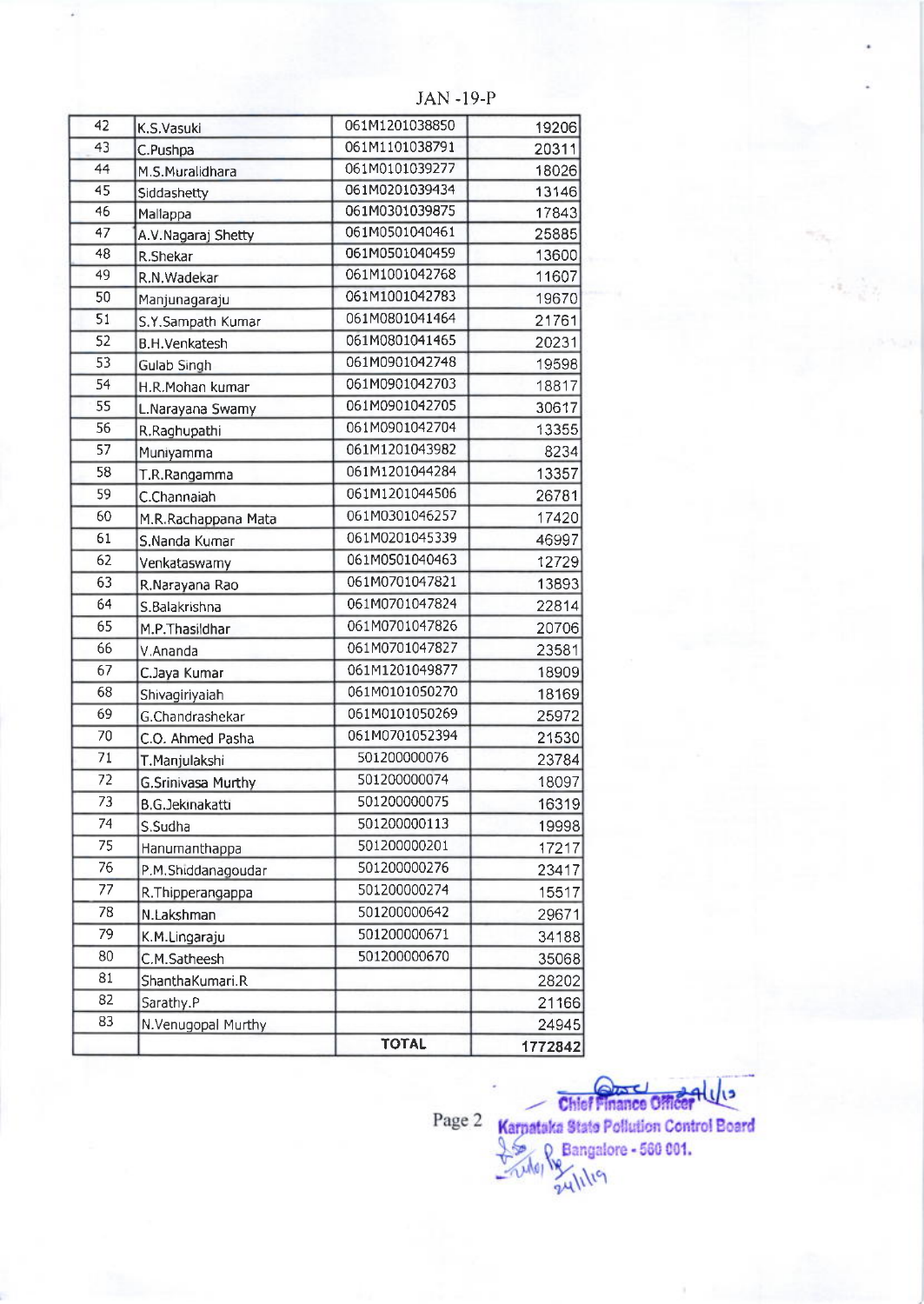JAN -19-P

| 42 | K.S.Vasuki | 061M1201038850 | 19206 |
|---|---|---|---|
| 43 | C.Pushpa | 061M1101038791 | 20311 |
| 44 | M.S.Muralidhara | 061M0101039277 | 18026 |
| 45 | Siddashetty | 061M0201039434 | 13146 |
| 46 | Mallappa | 061M0301039875 | 17843 |
| 47 | A.V.Nagaraj Shetty | 061M0501040461 | 25885 |
| 48 | R.Shekar | 061M0501040459 | 13600 |
| 49 | R.N.Wadekar | 061M1001042768 | 11607 |
| 50 | Manjunagaraju | 061M1001042783 | 19670 |
| 51 | S.Y.Sampath Kumar | 061M0801041464 | 21761 |
| 52 | B.H.Venkatesh | 061M0801041465 | 20231 |
| 53 | Gulab Singh | 061M0901042748 | 19598 |
| 54 | H.R.Mohan kumar | 061M0901042703 | 18817 |
| 55 | L.Narayana Swamy | 061M0901042705 | 30617 |
| 56 | R.Raghupathi | 061M0901042704 | 13355 |
| 57 | Muniyamma | 061M1201043982 | 8234 |
| 58 | T.R.Rangamma | 061M1201044284 | 13357 |
| 59 | C.Channaiah | 061M1201044506 | 26781 |
| 60 | M.R.Rachappana Mata | 061M0301046257 | 17420 |
| 61 | S.Nanda Kumar | 061M0201045339 | 46997 |
| 62 | Venkataswamy | 061M0501040463 | 12729 |
| 63 | R.Narayana Rao | 061M0701047821 | 13893 |
| 64 | S.Balakrishna | 061M0701047824 | 22814 |
| 65 | M.P.Thasildhar | 061M0701047826 | 20706 |
| 66 | V.Ananda | 061M0701047827 | 23581 |
| 67 | C.Jaya Kumar | 061M1201049877 | 18909 |
| 68 | Shivagiriyaiah | 061M0101050270 | 18169 |
| 69 | G.Chandrashekar | 061M0101050269 | 25972 |
| 70 | C.O. Ahmed Pasha | 061M0701052394 | 21530 |
| 71 | T.Manjulakshi | 501200000076 | 23784 |
| 72 | G.Srinivasa Murthy | 501200000074 | 18097 |
| 73 | B.G.Jekinakatti | 501200000075 | 16319 |
| 74 | S.Sudha | 501200000113 | 19998 |
| 75 | Hanumanthappa | 501200000201 | 17217 |
| 76 | P.M.Shiddanagoudar | 501200000276 | 23417 |
| 77 | R.Thipperangappa | 501200000274 | 15517 |
| 78 | N.Lakshman | 501200000642 | 29671 |
| 79 | K.M.Lingaraju | 501200000671 | 34188 |
| 80 | C.M.Satheesh | 501200000670 | 35068 |
| 81 | ShanthaKumari.R | | 28202 |
| 82 | Sarathy.P | | 21166 |
| 83 | N.Venugopal Murthy | | 24945 |
| | | **TOTAL** | **1772842** |

Chief Finance Officer 24/1/19
Karnataka State Pollution Control Board
Bangalore - 560 001.
24/1/19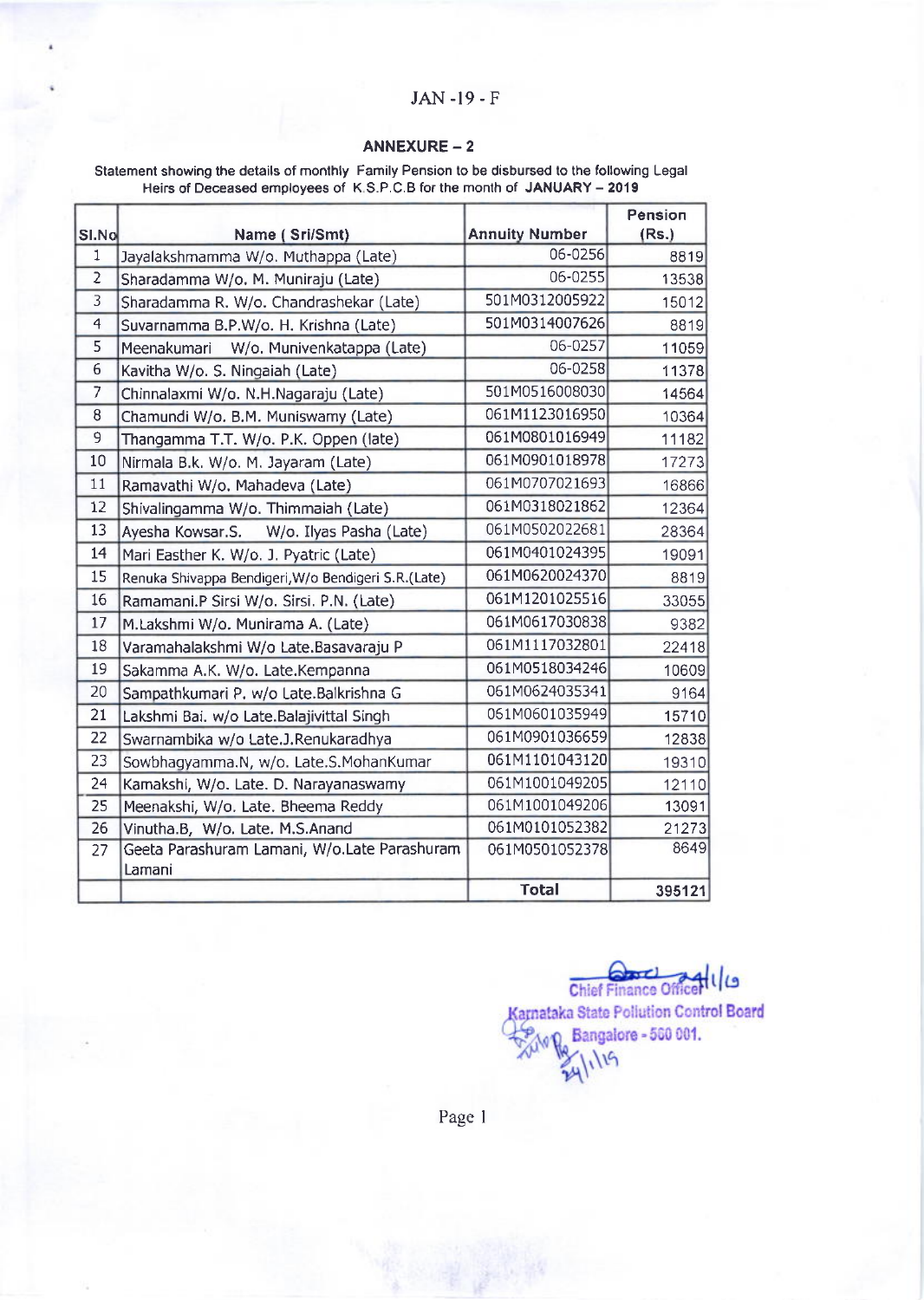JAN -19 - F

## ANNEXURE – 2

Statement showing the details of monthly Family Pension to be disbursed to the following Legal Heirs of Deceased employees of K.S.P.C.B for the month of **JANUARY – 2019**

| Sl.No | Name ( Sri/Smt) | Annuity Number | Pension (Rs.) |
|---|---|---|---|
| 1 | Jayalakshmamma W/o. Muthappa (Late) | 06-0256 | 8819 |
| 2 | Sharadamma W/o. M. Muniraju (Late) | 06-0255 | 13538 |
| 3 | Sharadamma R. W/o. Chandrashekar (Late) | 501M0312005922 | 15012 |
| 4 | Suvarnamma B.P.W/o. H. Krishna (Late) | 501M0314007626 | 8819 |
| 5 | Meenakumari W/o. Munivenkatappa (Late) | 06-0257 | 11059 |
| 6 | Kavitha W/o. S. Ningaiah (Late) | 06-0258 | 11378 |
| 7 | Chinnalaxmi W/o. N.H.Nagaraju (Late) | 501M0516008030 | 14564 |
| 8 | Chamundi W/o. B.M. Muniswamy (Late) | 061M1123016950 | 10364 |
| 9 | Thangamma T.T. W/o. P.K. Oppen (late) | 061M0801016949 | 11182 |
| 10 | Nirmala B.k. W/o. M. Jayaram (Late) | 061M0901018978 | 17273 |
| 11 | Ramavathi W/o. Mahadeva (Late) | 061M0707021693 | 16866 |
| 12 | Shivalingamma W/o. Thimmaiah (Late) | 061M0318021862 | 12364 |
| 13 | Ayesha Kowsar.S. W/o. Ilyas Pasha (Late) | 061M0502022681 | 28364 |
| 14 | Mari Easther K. W/o. J. Pyatric (Late) | 061M0401024395 | 19091 |
| 15 | Renuka Shivappa Bendigeri,W/o Bendigeri S.R.(Late) | 061M0620024370 | 8819 |
| 16 | Ramamani.P Sirsi W/o. Sirsi. P.N. (Late) | 061M1201025516 | 33055 |
| 17 | M.Lakshmi W/o. Munirama A. (Late) | 061M0617030838 | 9382 |
| 18 | Varamahalakshmi W/o Late.Basavaraju P | 061M1117032801 | 22418 |
| 19 | Sakamma A.K. W/o. Late.Kempanna | 061M0518034246 | 10609 |
| 20 | Sampathkumari P. w/o Late.Balkrishna G | 061M0624035341 | 9164 |
| 21 | Lakshmi Bai. w/o Late.Balajivittal Singh | 061M0601035949 | 15710 |
| 22 | Swarnambika w/o Late.J.Renukaradhya | 061M0901036659 | 12838 |
| 23 | Sowbhagyamma.N, w/o. Late.S.MohanKumar | 061M1101043120 | 19310 |
| 24 | Kamakshi, W/o. Late. D. Narayanaswamy | 061M1001049205 | 12110 |
| 25 | Meenakshi, W/o. Late. Bheema Reddy | 061M1001049206 | 13091 |
| 26 | Vinutha.B, W/o. Late. M.S.Anand | 061M0101052382 | 21273 |
| 27 | Geeta Parashuram Lamani, W/o.Late Parashuram Lamani | 061M0501052378 | 8649 |
| | | **Total** | **395121** |

Chief Finance Officer 24/1/19
Karnataka State Pollution Control Board
Bangalore - 560 001.
24/1/19